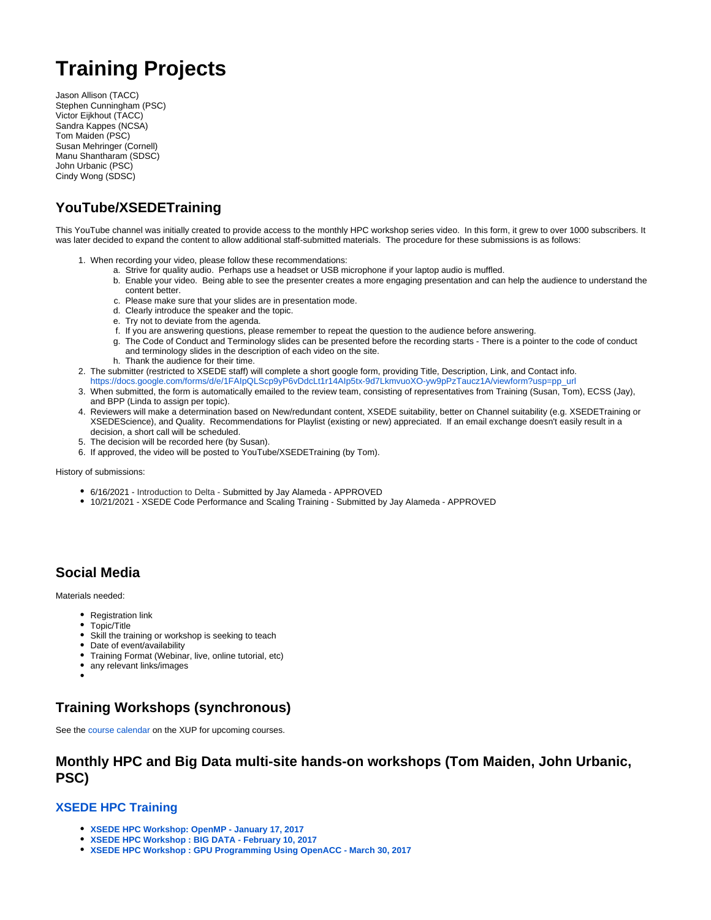# Training Projects

Jason Allison (TACC)
Stephen Cunningham (PSC)
Victor Eijkhout (TACC)
Sandra Kappes (NCSA)
Tom Maiden (PSC)
Susan Mehringer (Cornell)
Manu Shantharam (SDSC)
John Urbanic (PSC)
Cindy Wong (SDSC)

## YouTube/XSEDETraining

This YouTube channel was initially created to provide access to the monthly HPC workshop series video. In this form, it grew to over 1000 subscribers. It was later decided to expand the content to allow additional staff-submitted materials. The procedure for these submissions is as follows:

1. When recording your video, please follow these recommendations:
    a. Strive for quality audio. Perhaps use a headset or USB microphone if your laptop audio is muffled.
    b. Enable your video. Being able to see the presenter creates a more engaging presentation and can help the audience to understand the content better.
    c. Please make sure that your slides are in presentation mode.
    d. Clearly introduce the speaker and the topic.
    e. Try not to deviate from the agenda.
    f. If you are answering questions, please remember to repeat the question to the audience before answering.
    g. The Code of Conduct and Terminology slides can be presented before the recording starts - There is a pointer to the code of conduct and terminology slides in the description of each video on the site.
    h. Thank the audience for their time.
2. The submitter (restricted to XSEDE staff) will complete a short google form, providing Title, Description, Link, and Contact info. https://docs.google.com/forms/d/e/1FAIpQLScp9yP6vDdcLt1r14AIp5tx-9d7LkmvuoXO-yw9pPzTaucz1A/viewform?usp=pp_url
3. When submitted, the form is automatically emailed to the review team, consisting of representatives from Training (Susan, Tom), ECSS (Jay), and BPP (Linda to assign per topic).
4. Reviewers will make a determination based on New/redundant content, XSEDE suitability, better on Channel suitability (e.g. XSEDETraining or XSEDEScience), and Quality. Recommendations for Playlist (existing or new) appreciated. If an email exchange doesn't easily result in a decision, a short call will be scheduled.
5. The decision will be recorded here (by Susan).
6. If approved, the video will be posted to YouTube/XSEDETraining (by Tom).

History of submissions:

- 6/16/2021 - Introduction to Delta - Submitted by Jay Alameda - APPROVED
- 10/21/2021 - XSEDE Code Performance and Scaling Training - Submitted by Jay Alameda - APPROVED

## Social Media

Materials needed:

- Registration link
- Topic/Title
- Skill the training or workshop is seeking to teach
- Date of event/availability
- Training Format (Webinar, live, online tutorial, etc)
- any relevant links/images
- 

## Training Workshops (synchronous)

See the course calendar on the XUP for upcoming courses.

## Monthly HPC and Big Data multi-site hands-on workshops (Tom Maiden, John Urbanic, PSC)

### XSEDE HPC Training

- **XSEDE HPC Workshop: OpenMP - January 17, 2017**
- **XSEDE HPC Workshop : BIG DATA - February 10, 2017**
- **XSEDE HPC Workshop : GPU Programming Using OpenACC - March 30, 2017**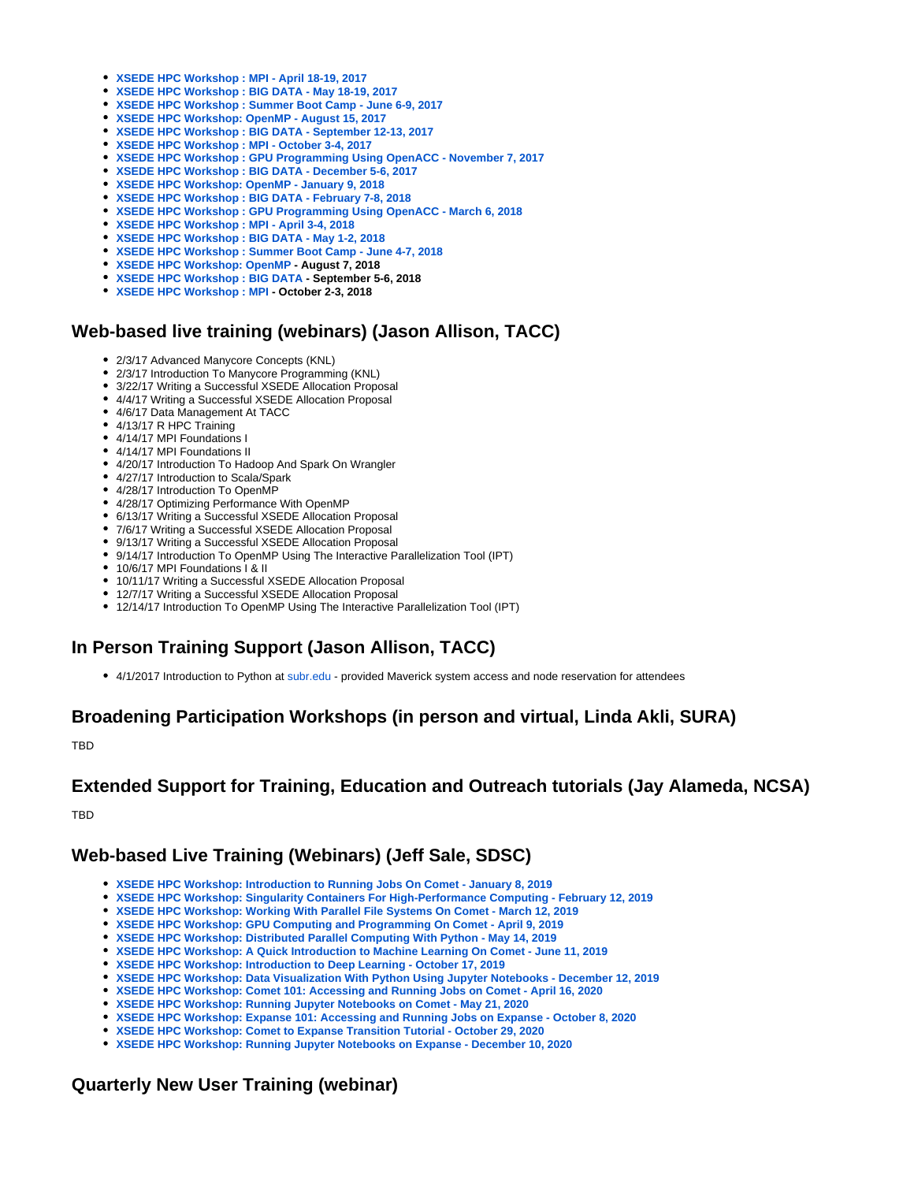- **XSEDE HPC Workshop : MPI - April 18-19, 2017**
- **XSEDE HPC Workshop : BIG DATA - May 18-19, 2017**
- **XSEDE HPC Workshop : Summer Boot Camp - June 6-9, 2017**
- **XSEDE HPC Workshop: OpenMP - August 15, 2017**
- **XSEDE HPC Workshop : BIG DATA - September 12-13, 2017**
- **XSEDE HPC Workshop : MPI - October 3-4, 2017**
- **XSEDE HPC Workshop : GPU Programming Using OpenACC - November 7, 2017**
- **XSEDE HPC Workshop : BIG DATA - December 5-6, 2017**
- **XSEDE HPC Workshop: OpenMP - January 9, 2018**
- **XSEDE HPC Workshop : BIG DATA - February 7-8, 2018**
- **XSEDE HPC Workshop : GPU Programming Using OpenACC - March 6, 2018**
- **XSEDE HPC Workshop : MPI - April 3-4, 2018**
- **XSEDE HPC Workshop : BIG DATA - May 1-2, 2018**
- **XSEDE HPC Workshop : Summer Boot Camp - June 4-7, 2018**
- **XSEDE HPC Workshop: OpenMP - August 7, 2018**
- **XSEDE HPC Workshop : BIG DATA - September 5-6, 2018**
- **XSEDE HPC Workshop : MPI - October 2-3, 2018**

## Web-based live training (webinars) (Jason Allison, TACC)

- 2/3/17 Advanced Manycore Concepts (KNL)
- 2/3/17 Introduction To Manycore Programming (KNL)
- 3/22/17 Writing a Successful XSEDE Allocation Proposal
- 4/4/17 Writing a Successful XSEDE Allocation Proposal
- 4/6/17 Data Management At TACC
- 4/13/17 R HPC Training
- 4/14/17 MPI Foundations I
- 4/14/17 MPI Foundations II
- 4/20/17 Introduction To Hadoop And Spark On Wrangler
- 4/27/17 Introduction to Scala/Spark
- 4/28/17 Introduction To OpenMP
- 4/28/17 Optimizing Performance With OpenMP
- 6/13/17 Writing a Successful XSEDE Allocation Proposal
- 7/6/17 Writing a Successful XSEDE Allocation Proposal
- 9/13/17 Writing a Successful XSEDE Allocation Proposal
- 9/14/17 Introduction To OpenMP Using The Interactive Parallelization Tool (IPT)
- 10/6/17 MPI Foundations I & II
- 10/11/17 Writing a Successful XSEDE Allocation Proposal
- 12/7/17 Writing a Successful XSEDE Allocation Proposal
- 12/14/17 Introduction To OpenMP Using The Interactive Parallelization Tool (IPT)

## In Person Training Support (Jason Allison, TACC)

- 4/1/2017 Introduction to Python at subr.edu - provided Maverick system access and node reservation for attendees

## Broadening Participation Workshops (in person and virtual, Linda Akli, SURA)

TBD

## Extended Support for Training, Education and Outreach tutorials (Jay Alameda, NCSA)

TBD

## Web-based Live Training (Webinars) (Jeff Sale, SDSC)

- **XSEDE HPC Workshop: Introduction to Running Jobs On Comet - January 8, 2019**
- **XSEDE HPC Workshop: Singularity Containers For High-Performance Computing - February 12, 2019**
- **XSEDE HPC Workshop: Working With Parallel File Systems On Comet - March 12, 2019**
- **XSEDE HPC Workshop: GPU Computing and Programming On Comet - April 9, 2019**
- **XSEDE HPC Workshop: Distributed Parallel Computing With Python - May 14, 2019**
- **XSEDE HPC Workshop: A Quick Introduction to Machine Learning On Comet - June 11, 2019**
- **XSEDE HPC Workshop: Introduction to Deep Learning - October 17, 2019**
- **XSEDE HPC Workshop: Data Visualization With Python Using Jupyter Notebooks - December 12, 2019**
- **XSEDE HPC Workshop: Comet 101: Accessing and Running Jobs on Comet - April 16, 2020**
- **XSEDE HPC Workshop: Running Jupyter Notebooks on Comet - May 21, 2020**
- **XSEDE HPC Workshop: Expanse 101: Accessing and Running Jobs on Expanse - October 8, 2020**
- **XSEDE HPC Workshop: Comet to Expanse Transition Tutorial - October 29, 2020**
- **XSEDE HPC Workshop: Running Jupyter Notebooks on Expanse - December 10, 2020**

## Quarterly New User Training (webinar)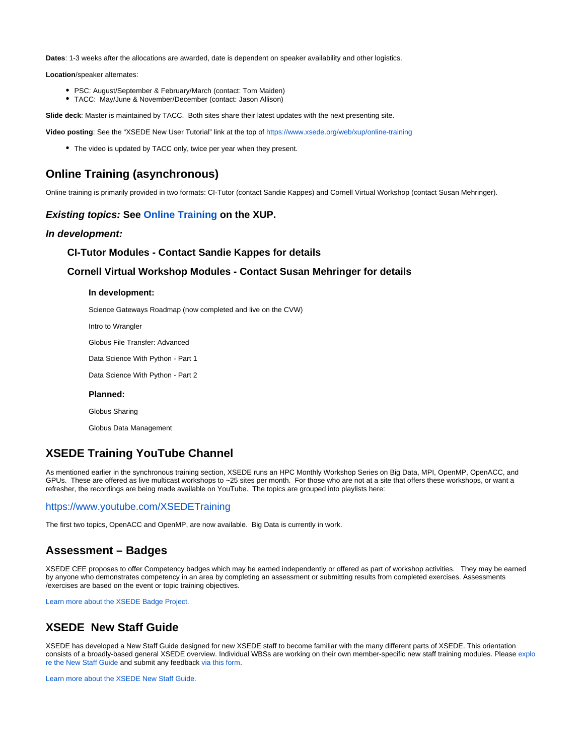**Dates**: 1-3 weeks after the allocations are awarded, date is dependent on speaker availability and other logistics.

**Location**/speaker alternates:

- PSC: August/September & February/March (contact: Tom Maiden)
- TACC: May/June & November/December (contact: Jason Allison)

**Slide deck**: Master is maintained by TACC. Both sites share their latest updates with the next presenting site.

**Video posting**: See the "XSEDE New User Tutorial" link at the top of https://www.xsede.org/web/xup/online-training

- The video is updated by TACC only, twice per year when they present.

## Online Training (asynchronous)

Online training is primarily provided in two formats: CI-Tutor (contact Sandie Kappes) and Cornell Virtual Workshop (contact Susan Mehringer).

### ***Existing topics:*** See Online Training on the XUP.

### ***In development:***

#### CI-Tutor Modules - Contact Sandie Kappes for details

#### Cornell Virtual Workshop Modules - Contact Susan Mehringer for details

##### In development:

Science Gateways Roadmap (now completed and live on the CVW)

Intro to Wrangler

Globus File Transfer: Advanced

Data Science With Python - Part 1

Data Science With Python - Part 2

##### Planned:

Globus Sharing

Globus Data Management

## XSEDE Training YouTube Channel

As mentioned earlier in the synchronous training section, XSEDE runs an HPC Monthly Workshop Series on Big Data, MPI, OpenMP, OpenACC, and GPUs. These are offered as live multicast workshops to ~25 sites per month. For those who are not at a site that offers these workshops, or want a refresher, the recordings are being made available on YouTube. The topics are grouped into playlists here:

https://www.youtube.com/XSEDETraining

The first two topics, OpenACC and OpenMP, are now available. Big Data is currently in work.

## Assessment – Badges

XSEDE CEE proposes to offer Competency badges which may be earned independently or offered as part of workshop activities. They may be earned by anyone who demonstrates competency in an area by completing an assessment or submitting results from completed exercises. Assessments /exercises are based on the event or topic training objectives.

Learn more about the XSEDE Badge Project.

## XSEDE New Staff Guide

XSEDE has developed a New Staff Guide designed for new XSEDE staff to become familiar with the many different parts of XSEDE. This orientation consists of a broadly-based general XSEDE overview. Individual WBSs are working on their own member-specific new staff training modules. Please explore the New Staff Guide and submit any feedback via this form.

Learn more about the XSEDE New Staff Guide.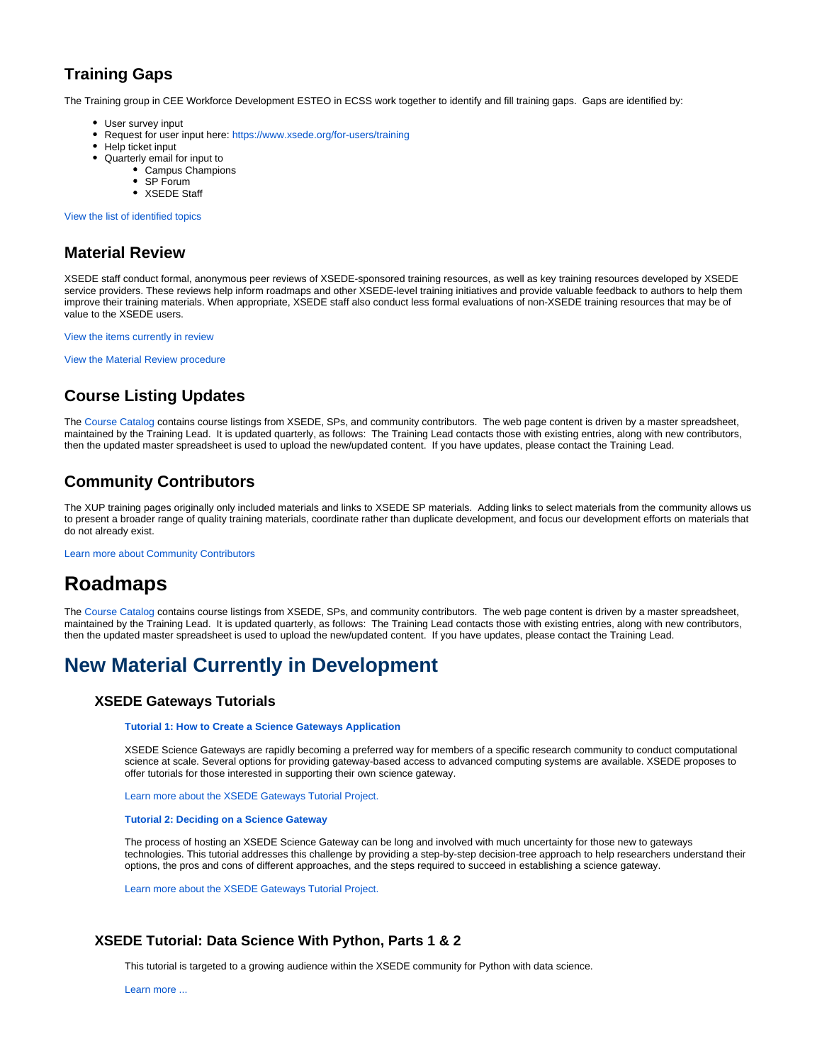## Training Gaps

The Training group in CEE Workforce Development ESTEO in ECSS work together to identify and fill training gaps. Gaps are identified by:

- User survey input
- Request for user input here: https://www.xsede.org/for-users/training
- Help ticket input
- Quarterly email for input to
  - Campus Champions
  - SP Forum
  - XSEDE Staff

View the list of identified topics

## Material Review

XSEDE staff conduct formal, anonymous peer reviews of XSEDE-sponsored training resources, as well as key training resources developed by XSEDE service providers. These reviews help inform roadmaps and other XSEDE-level training initiatives and provide valuable feedback to authors to help them improve their training materials. When appropriate, XSEDE staff also conduct less formal evaluations of non-XSEDE training resources that may be of value to the XSEDE users.

View the items currently in review

View the Material Review procedure

## Course Listing Updates

The Course Catalog contains course listings from XSEDE, SPs, and community contributors. The web page content is driven by a master spreadsheet, maintained by the Training Lead. It is updated quarterly, as follows: The Training Lead contacts those with existing entries, along with new contributors, then the updated master spreadsheet is used to upload the new/updated content. If you have updates, please contact the Training Lead.

## Community Contributors

The XUP training pages originally only included materials and links to XSEDE SP materials. Adding links to select materials from the community allows us to present a broader range of quality training materials, coordinate rather than duplicate development, and focus our development efforts on materials that do not already exist.

Learn more about Community Contributors

# Roadmaps

The Course Catalog contains course listings from XSEDE, SPs, and community contributors. The web page content is driven by a master spreadsheet, maintained by the Training Lead. It is updated quarterly, as follows: The Training Lead contacts those with existing entries, along with new contributors, then the updated master spreadsheet is used to upload the new/updated content. If you have updates, please contact the Training Lead.

# New Material Currently in Development

### XSEDE Gateways Tutorials

**Tutorial 1: How to Create a Science Gateways Application**

XSEDE Science Gateways are rapidly becoming a preferred way for members of a specific research community to conduct computational science at scale. Several options for providing gateway-based access to advanced computing systems are available. XSEDE proposes to offer tutorials for those interested in supporting their own science gateway.

Learn more about the XSEDE Gateways Tutorial Project.

**Tutorial 2: Deciding on a Science Gateway**

The process of hosting an XSEDE Science Gateway can be long and involved with much uncertainty for those new to gateways technologies. This tutorial addresses this challenge by providing a step-by-step decision-tree approach to help researchers understand their options, the pros and cons of different approaches, and the steps required to succeed in establishing a science gateway.

Learn more about the XSEDE Gateways Tutorial Project.

### XSEDE Tutorial: Data Science With Python, Parts 1 & 2

This tutorial is targeted to a growing audience within the XSEDE community for Python with data science.

Learn more ...